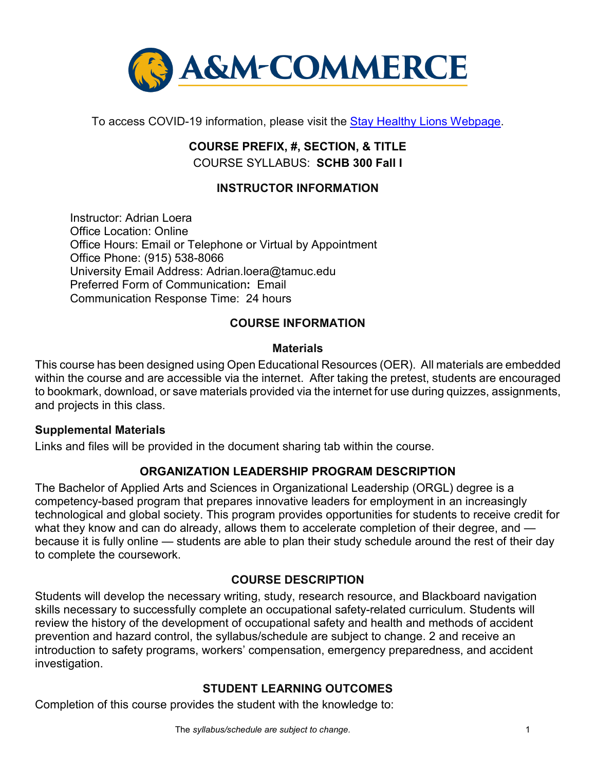To access COVID-19 information, please visit the [Stay Healthy Lions Webpage](#).

## COURSE PREFIX, #, SECTION, & TITLE

COURSE SYLLABUS: **SCHB 300 Fall I**

## INSTRUCTOR INFORMATION

Instructor: Adrian Loera
Office Location: Online
Office Hours: Email or Telephone or Virtual by Appointment
Office Phone: (915) 538-8066
University Email Address: Adrian.loera@tamuc.edu
Preferred Form of Communication**:** Email
Communication Response Time: 24 hours

## COURSE INFORMATION

### Materials

This course has been designed using Open Educational Resources (OER). All materials are embedded within the course and are accessible via the internet. After taking the pretest, students are encouraged to bookmark, download, or save materials provided via the internet for use during quizzes, assignments, and projects in this class.

### Supplemental Materials

Links and files will be provided in the document sharing tab within the course.

## ORGANIZATION LEADERSHIP PROGRAM DESCRIPTION

The Bachelor of Applied Arts and Sciences in Organizational Leadership (ORGL) degree is a competency-based program that prepares innovative leaders for employment in an increasingly technological and global society. This program provides opportunities for students to receive credit for what they know and can do already, allows them to accelerate completion of their degree, and — because it is fully online — students are able to plan their study schedule around the rest of their day to complete the coursework.

## COURSE DESCRIPTION

Students will develop the necessary writing, study, research resource, and Blackboard navigation skills necessary to successfully complete an occupational safety-related curriculum. Students will review the history of the development of occupational safety and health and methods of accident prevention and hazard control, the syllabus/schedule are subject to change. 2 and receive an introduction to safety programs, workers' compensation, emergency preparedness, and accident investigation.

## STUDENT LEARNING OUTCOMES

Completion of this course provides the student with the knowledge to: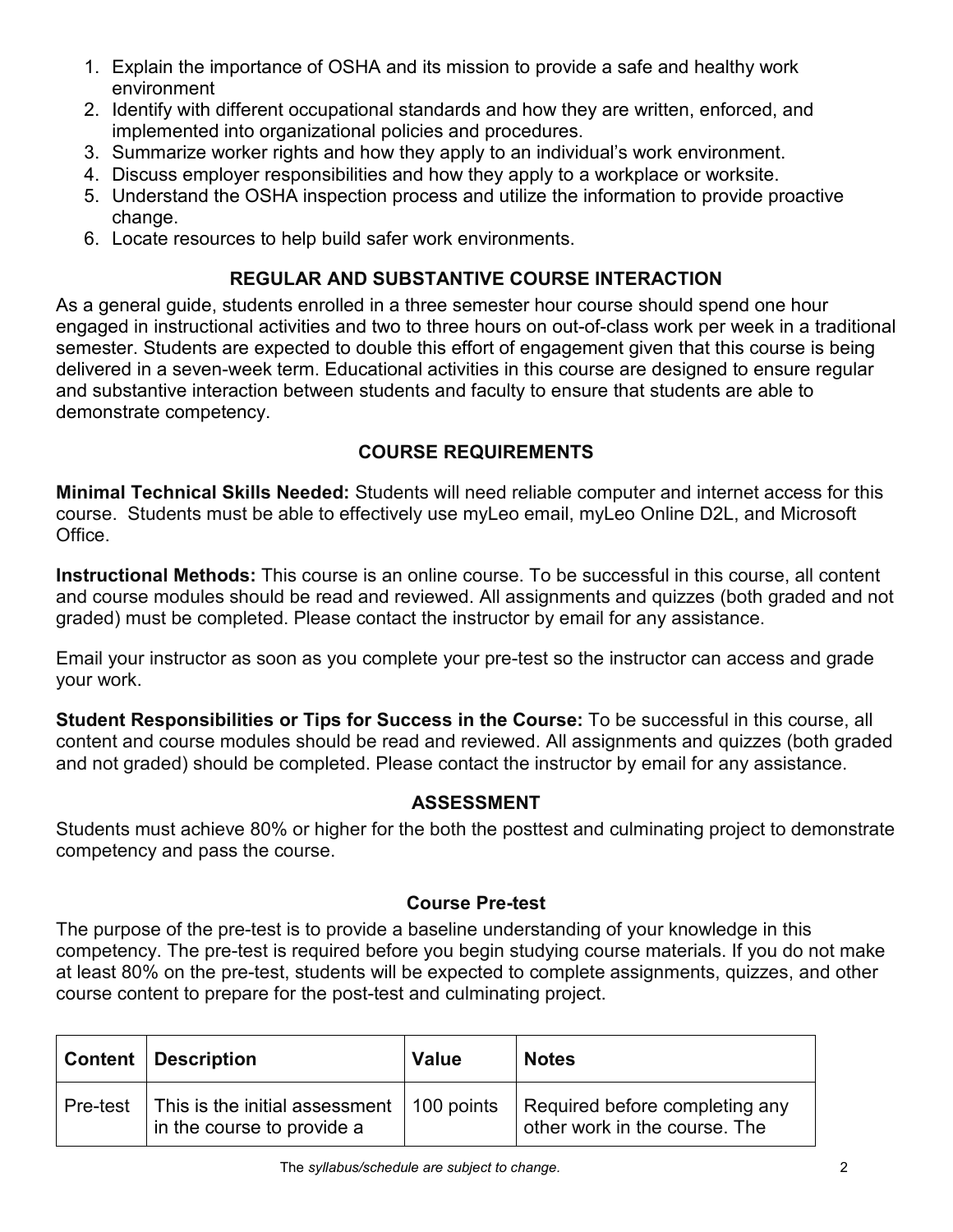1. Explain the importance of OSHA and its mission to provide a safe and healthy work environment
2. Identify with different occupational standards and how they are written, enforced, and implemented into organizational policies and procedures.
3. Summarize worker rights and how they apply to an individual's work environment.
4. Discuss employer responsibilities and how they apply to a workplace or worksite.
5. Understand the OSHA inspection process and utilize the information to provide proactive change.
6. Locate resources to help build safer work environments.

## REGULAR AND SUBSTANTIVE COURSE INTERACTION

As a general guide, students enrolled in a three semester hour course should spend one hour engaged in instructional activities and two to three hours on out-of-class work per week in a traditional semester. Students are expected to double this effort of engagement given that this course is being delivered in a seven-week term. Educational activities in this course are designed to ensure regular and substantive interaction between students and faculty to ensure that students are able to demonstrate competency.

## COURSE REQUIREMENTS

**Minimal Technical Skills Needed:** Students will need reliable computer and internet access for this course. Students must be able to effectively use myLeo email, myLeo Online D2L, and Microsoft Office.

**Instructional Methods:** This course is an online course. To be successful in this course, all content and course modules should be read and reviewed. All assignments and quizzes (both graded and not graded) must be completed. Please contact the instructor by email for any assistance.

Email your instructor as soon as you complete your pre-test so the instructor can access and grade your work.

**Student Responsibilities or Tips for Success in the Course:** To be successful in this course, all content and course modules should be read and reviewed. All assignments and quizzes (both graded and not graded) should be completed. Please contact the instructor by email for any assistance.

## ASSESSMENT

Students must achieve 80% or higher for the both the posttest and culminating project to demonstrate competency and pass the course.

### Course Pre-test

The purpose of the pre-test is to provide a baseline understanding of your knowledge in this competency. The pre-test is required before you begin studying course materials. If you do not make at least 80% on the pre-test, students will be expected to complete assignments, quizzes, and other course content to prepare for the post-test and culminating project.

| Content | Description | Value | Notes |
|---|---|---|---|
| Pre-test | This is the initial assessment in the course to provide a | 100 points | Required before completing any other work in the course. The |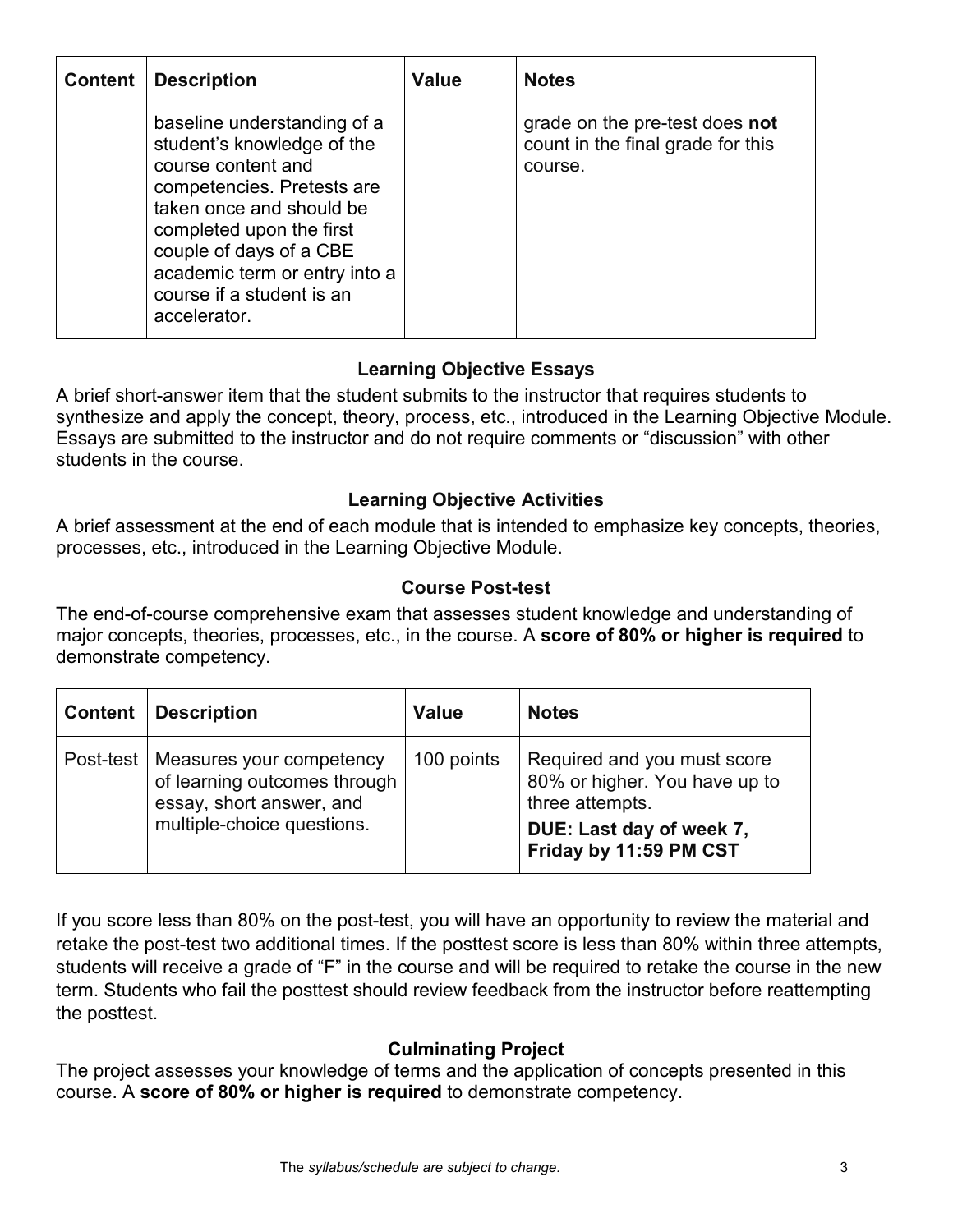| Content | Description | Value | Notes |
|---|---|---|---|
| | baseline understanding of a student's knowledge of the course content and competencies. Pretests are taken once and should be completed upon the first couple of days of a CBE academic term or entry into a course if a student is an accelerator. | | grade on the pre-test does **not** count in the final grade for this course. |

### Learning Objective Essays

A brief short-answer item that the student submits to the instructor that requires students to synthesize and apply the concept, theory, process, etc., introduced in the Learning Objective Module. Essays are submitted to the instructor and do not require comments or "discussion" with other students in the course.

### Learning Objective Activities

A brief assessment at the end of each module that is intended to emphasize key concepts, theories, processes, etc., introduced in the Learning Objective Module.

### Course Post-test

The end-of-course comprehensive exam that assesses student knowledge and understanding of major concepts, theories, processes, etc., in the course. A **score of 80% or higher is required** to demonstrate competency.

| Content | Description | Value | Notes |
|---|---|---|---|
| Post-test | Measures your competency of learning outcomes through essay, short answer, and multiple-choice questions. | 100 points | Required and you must score 80% or higher. You have up to three attempts. **DUE: Last day of week 7, Friday by 11:59 PM CST** |

If you score less than 80% on the post-test, you will have an opportunity to review the material and retake the post-test two additional times. If the posttest score is less than 80% within three attempts, students will receive a grade of "F" in the course and will be required to retake the course in the new term. Students who fail the posttest should review feedback from the instructor before reattempting the posttest.

### Culminating Project

The project assesses your knowledge of terms and the application of concepts presented in this course. A **score of 80% or higher is required** to demonstrate competency.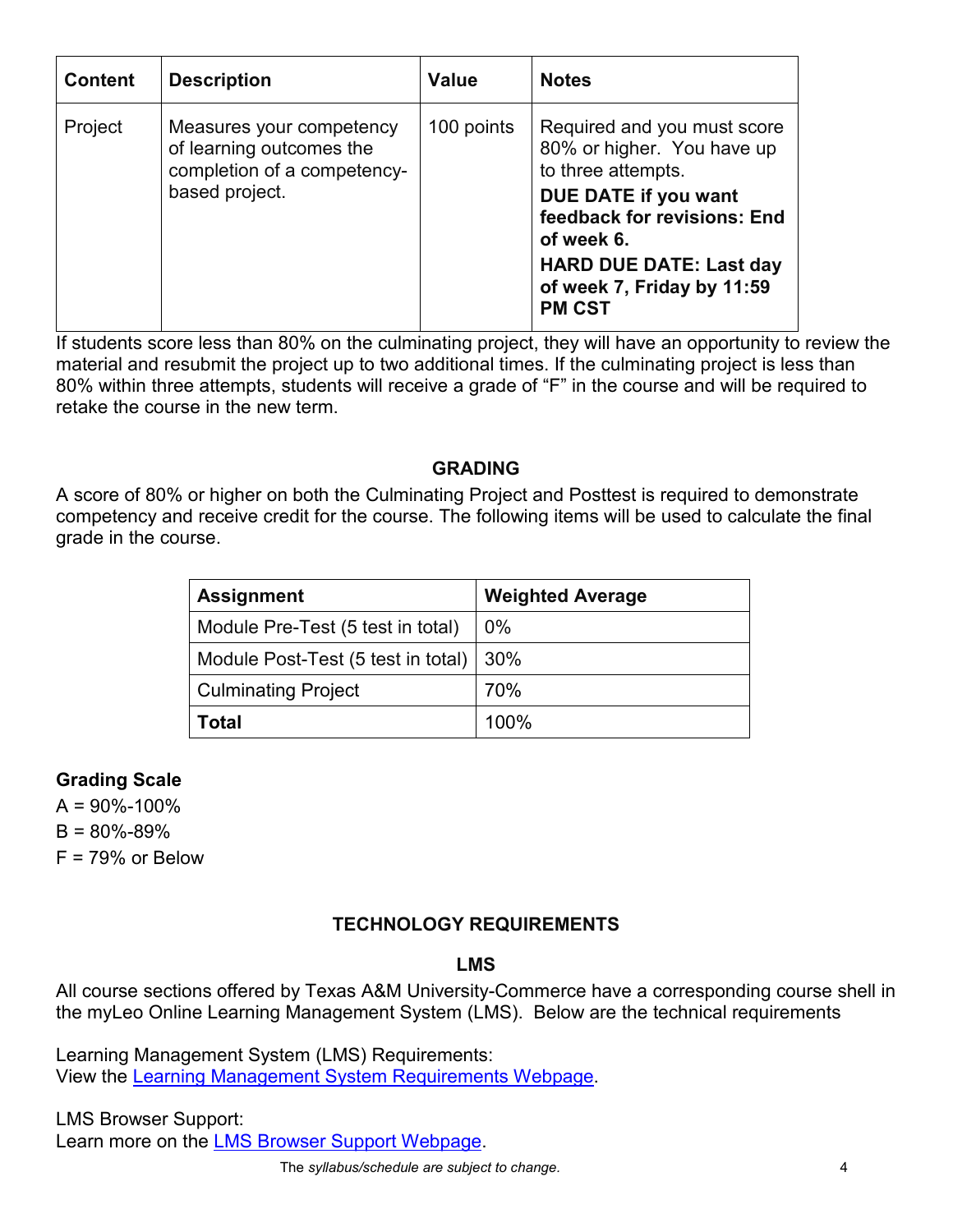| Content | Description | Value | Notes |
|---|---|---|---|
| Project | Measures your competency of learning outcomes the completion of a competency-based project. | 100 points | Required and you must score 80% or higher. You have up to three attempts. **DUE DATE if you want feedback for revisions: End of week 6.** **HARD DUE DATE: Last day of week 7, Friday by 11:59 PM CST** |

If students score less than 80% on the culminating project, they will have an opportunity to review the material and resubmit the project up to two additional times. If the culminating project is less than 80% within three attempts, students will receive a grade of "F" in the course and will be required to retake the course in the new term.

## GRADING

A score of 80% or higher on both the Culminating Project and Posttest is required to demonstrate competency and receive credit for the course. The following items will be used to calculate the final grade in the course.

| Assignment | Weighted Average |
|---|---|
| Module Pre-Test (5 test in total) | 0% |
| Module Post-Test (5 test in total) | 30% |
| Culminating Project | 70% |
| **Total** | 100% |

### Grading Scale

A = 90%-100%

B = 80%-89%

F = 79% or Below

## TECHNOLOGY REQUIREMENTS

### LMS

All course sections offered by Texas A&M University-Commerce have a corresponding course shell in the myLeo Online Learning Management System (LMS). Below are the technical requirements

Learning Management System (LMS) Requirements:
View the [Learning Management System Requirements Webpage](#).

LMS Browser Support:
Learn more on the [LMS Browser Support Webpage](#).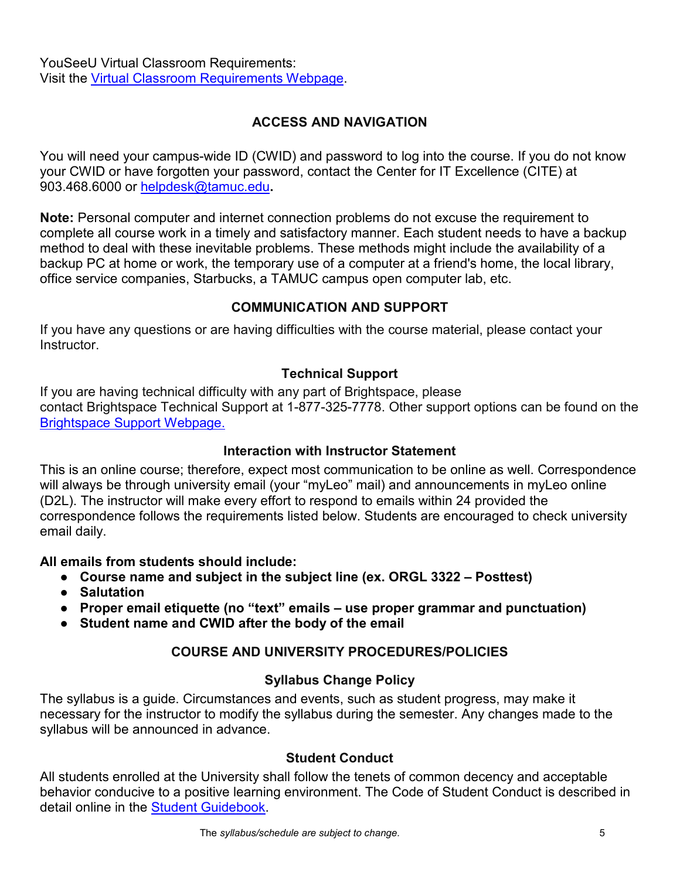YouSeeU Virtual Classroom Requirements:
Visit the Virtual Classroom Requirements Webpage.

## ACCESS AND NAVIGATION

You will need your campus-wide ID (CWID) and password to log into the course. If you do not know your CWID or have forgotten your password, contact the Center for IT Excellence (CITE) at 903.468.6000 or helpdesk@tamuc.edu**.**

**Note:** Personal computer and internet connection problems do not excuse the requirement to complete all course work in a timely and satisfactory manner. Each student needs to have a backup method to deal with these inevitable problems. These methods might include the availability of a backup PC at home or work, the temporary use of a computer at a friend's home, the local library, office service companies, Starbucks, a TAMUC campus open computer lab, etc.

## COMMUNICATION AND SUPPORT

If you have any questions or are having difficulties with the course material, please contact your Instructor.

### Technical Support

If you are having technical difficulty with any part of Brightspace, please contact Brightspace Technical Support at 1-877-325-7778. Other support options can be found on the Brightspace Support Webpage.

### Interaction with Instructor Statement

This is an online course; therefore, expect most communication to be online as well. Correspondence will always be through university email (your "myLeo" mail) and announcements in myLeo online (D2L). The instructor will make every effort to respond to emails within 24 provided the correspondence follows the requirements listed below. Students are encouraged to check university email daily.

**All emails from students should include:**

- **Course name and subject in the subject line (ex. ORGL 3322 – Posttest)**
- **Salutation**
- **Proper email etiquette (no "text" emails – use proper grammar and punctuation)**
- **Student name and CWID after the body of the email**

## COURSE AND UNIVERSITY PROCEDURES/POLICIES

### Syllabus Change Policy

The syllabus is a guide. Circumstances and events, such as student progress, may make it necessary for the instructor to modify the syllabus during the semester. Any changes made to the syllabus will be announced in advance.

### Student Conduct

All students enrolled at the University shall follow the tenets of common decency and acceptable behavior conducive to a positive learning environment. The Code of Student Conduct is described in detail online in the Student Guidebook.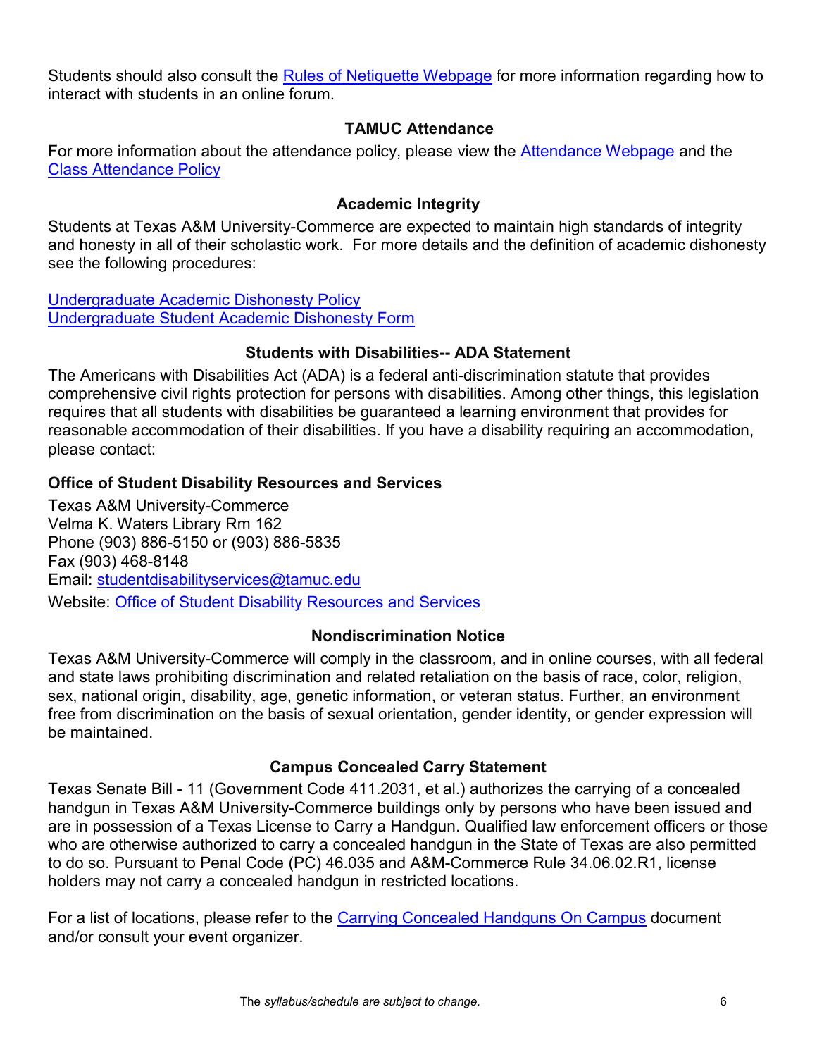Students should also consult the [Rules of Netiquette Webpage]() for more information regarding how to interact with students in an online forum.

### TAMUC Attendance

For more information about the attendance policy, please view the [Attendance Webpage]() and the [Class Attendance Policy]()

### Academic Integrity

Students at Texas A&M University-Commerce are expected to maintain high standards of integrity and honesty in all of their scholastic work. For more details and the definition of academic dishonesty see the following procedures:

[Undergraduate Academic Dishonesty Policy]()
[Undergraduate Student Academic Dishonesty Form]()

### Students with Disabilities-- ADA Statement

The Americans with Disabilities Act (ADA) is a federal anti-discrimination statute that provides comprehensive civil rights protection for persons with disabilities. Among other things, this legislation requires that all students with disabilities be guaranteed a learning environment that provides for reasonable accommodation of their disabilities. If you have a disability requiring an accommodation, please contact:

**Office of Student Disability Resources and Services**

Texas A&M University-Commerce
Velma K. Waters Library Rm 162
Phone (903) 886-5150 or (903) 886-5835
Fax (903) 468-8148
Email: studentdisabilityservices@tamuc.edu
Website: [Office of Student Disability Resources and Services]()

### Nondiscrimination Notice

Texas A&M University-Commerce will comply in the classroom, and in online courses, with all federal and state laws prohibiting discrimination and related retaliation on the basis of race, color, religion, sex, national origin, disability, age, genetic information, or veteran status. Further, an environment free from discrimination on the basis of sexual orientation, gender identity, or gender expression will be maintained.

### Campus Concealed Carry Statement

Texas Senate Bill - 11 (Government Code 411.2031, et al.) authorizes the carrying of a concealed handgun in Texas A&M University-Commerce buildings only by persons who have been issued and are in possession of a Texas License to Carry a Handgun. Qualified law enforcement officers or those who are otherwise authorized to carry a concealed handgun in the State of Texas are also permitted to do so. Pursuant to Penal Code (PC) 46.035 and A&M-Commerce Rule 34.06.02.R1, license holders may not carry a concealed handgun in restricted locations.

For a list of locations, please refer to the [Carrying Concealed Handguns On Campus]() document and/or consult your event organizer.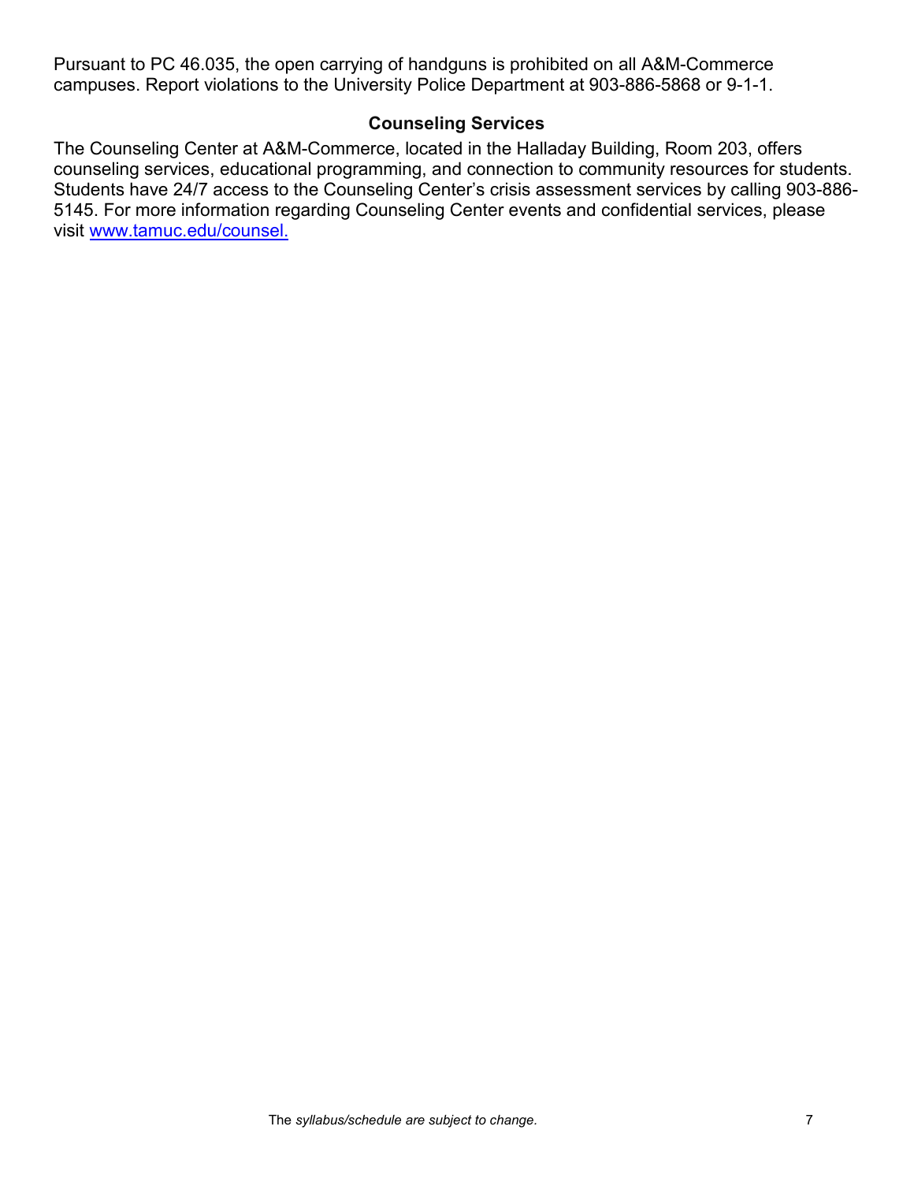Pursuant to PC 46.035, the open carrying of handguns is prohibited on all A&M-Commerce campuses. Report violations to the University Police Department at 903-886-5868 or 9-1-1.

### Counseling Services

The Counseling Center at A&M-Commerce, located in the Halladay Building, Room 203, offers counseling services, educational programming, and connection to community resources for students. Students have 24/7 access to the Counseling Center's crisis assessment services by calling 903-886-5145. For more information regarding Counseling Center events and confidential services, please visit [www.tamuc.edu/counsel.](www.tamuc.edu/counsel)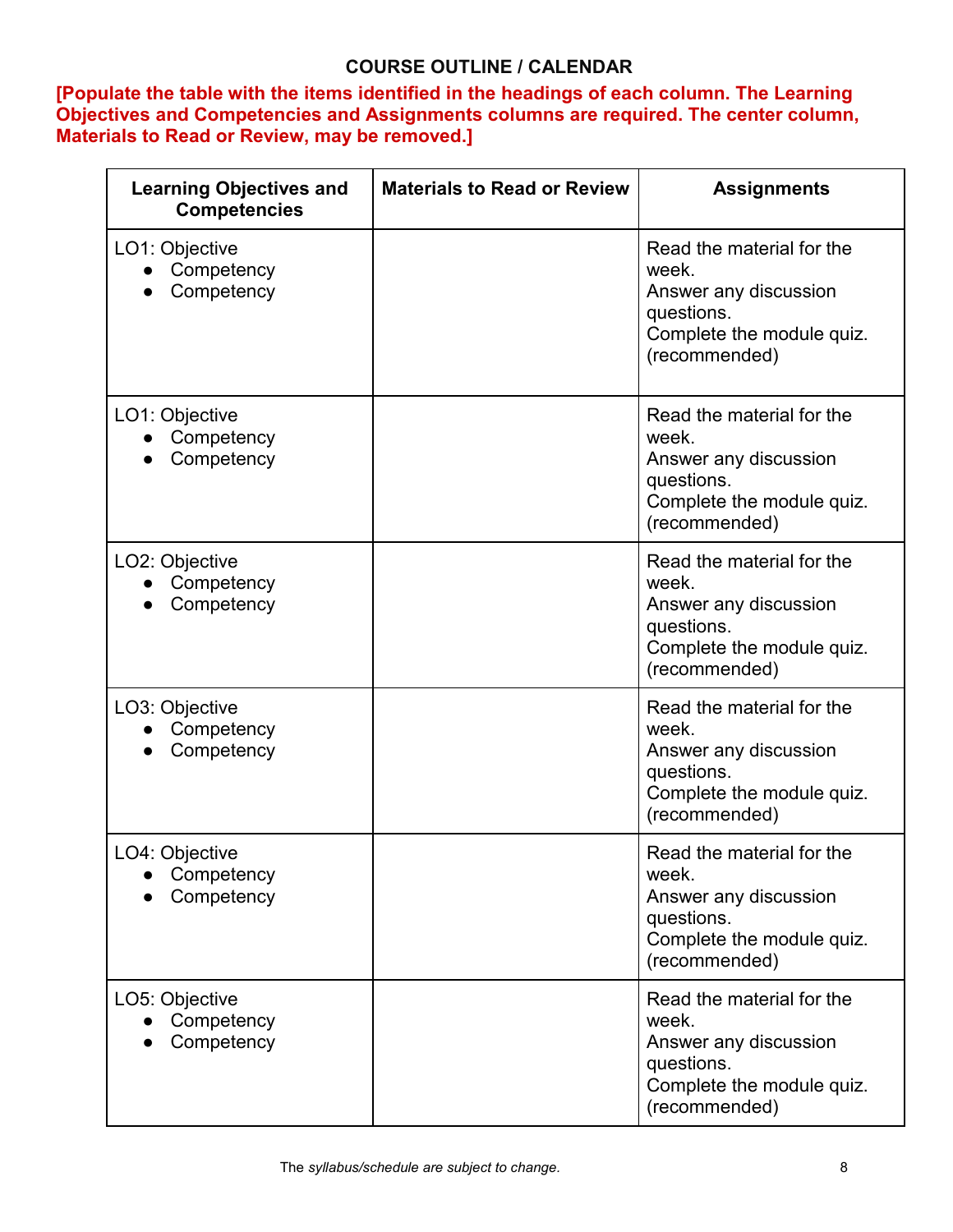## COURSE OUTLINE / CALENDAR

**[Populate the table with the items identified in the headings of each column. The Learning Objectives and Competencies and Assignments columns are required. The center column, Materials to Read or Review, may be removed.]**

| Learning Objectives and Competencies | Materials to Read or Review | Assignments |
|---|---|---|
| LO1: Objective<br>● Competency<br>● Competency | | Read the material for the week.<br>Answer any discussion questions.<br>Complete the module quiz. (recommended) |
| LO1: Objective<br>● Competency<br>● Competency | | Read the material for the week.<br>Answer any discussion questions.<br>Complete the module quiz. (recommended) |
| LO2: Objective<br>● Competency<br>● Competency | | Read the material for the week.<br>Answer any discussion questions.<br>Complete the module quiz. (recommended) |
| LO3: Objective<br>● Competency<br>● Competency | | Read the material for the week.<br>Answer any discussion questions.<br>Complete the module quiz. (recommended) |
| LO4: Objective<br>● Competency<br>● Competency | | Read the material for the week.<br>Answer any discussion questions.<br>Complete the module quiz. (recommended) |
| LO5: Objective<br>● Competency<br>● Competency | | Read the material for the week.<br>Answer any discussion questions.<br>Complete the module quiz. (recommended) |

The *syllabus/schedule are subject to change.*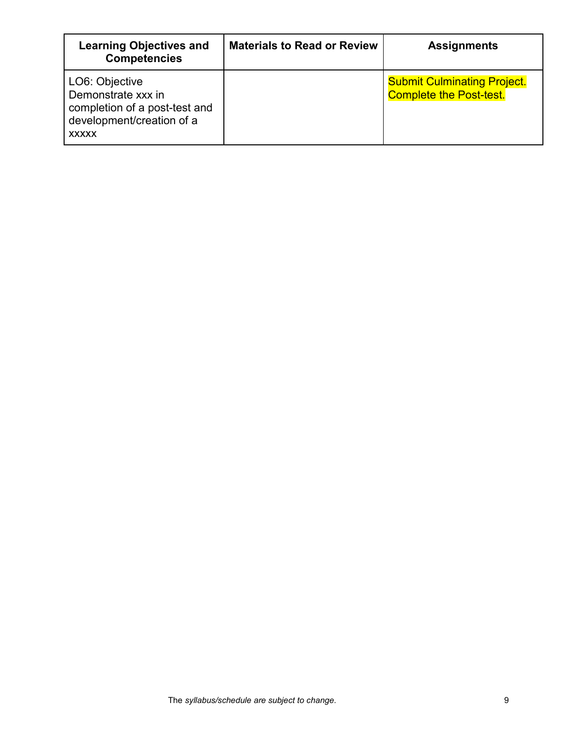| Learning Objectives and Competencies | Materials to Read or Review | Assignments |
| --- | --- | --- |
| LO6: Objective<br>Demonstrate xxx in completion of a post-test and development/creation of a xxxxx | | Submit Culminating Project.<br>Complete the Post-test. |

*The syllabus/schedule are subject to change.*